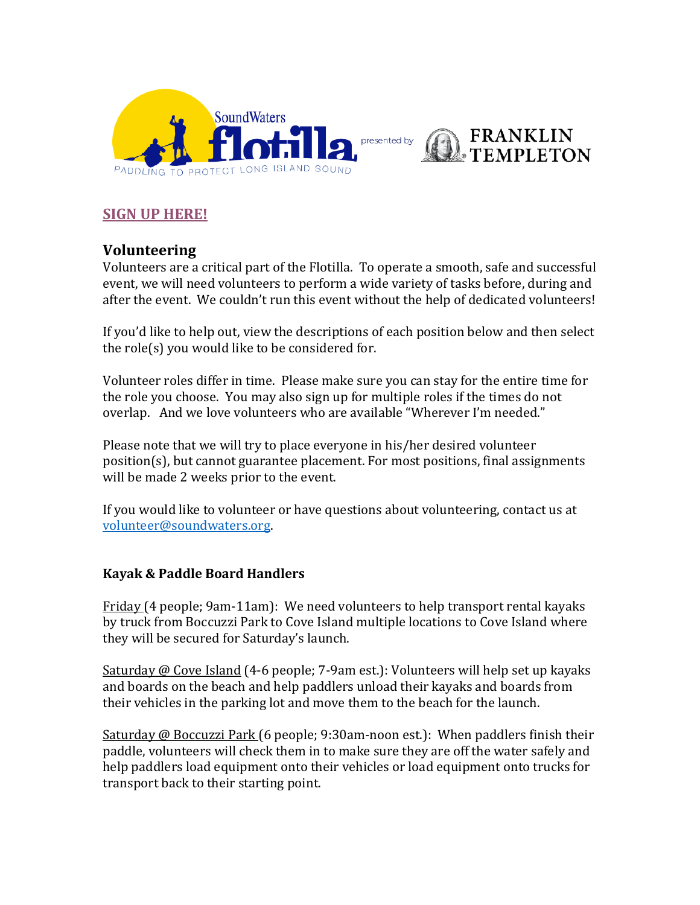SoundWaters flotilla PADDLING TO PROTECT LONG ISLAND SOUND presented by FRANKLIN TEMPLETON

**SIGN UP HERE!**

## Volunteering

Volunteers are a critical part of the Flotilla. To operate a smooth, safe and successful event, we will need volunteers to perform a wide variety of tasks before, during and after the event. We couldn't run this event without the help of dedicated volunteers!

If you'd like to help out, view the descriptions of each position below and then select the role(s) you would like to be considered for.

Volunteer roles differ in time. Please make sure you can stay for the entire time for the role you choose. You may also sign up for multiple roles if the times do not overlap. And we love volunteers who are available "Wherever I'm needed."

Please note that we will try to place everyone in his/her desired volunteer position(s), but cannot guarantee placement. For most positions, final assignments will be made 2 weeks prior to the event.

If you would like to volunteer or have questions about volunteering, contact us at volunteer@soundwaters.org.

### Kayak & Paddle Board Handlers

Friday (4 people; 9am-11am): We need volunteers to help transport rental kayaks by truck from Boccuzzi Park to Cove Island multiple locations to Cove Island where they will be secured for Saturday's launch.

Saturday @ Cove Island (4-6 people; 7-9am est.): Volunteers will help set up kayaks and boards on the beach and help paddlers unload their kayaks and boards from their vehicles in the parking lot and move them to the beach for the launch.

Saturday @ Boccuzzi Park (6 people; 9:30am-noon est.): When paddlers finish their paddle, volunteers will check them in to make sure they are off the water safely and help paddlers load equipment onto their vehicles or load equipment onto trucks for transport back to their starting point.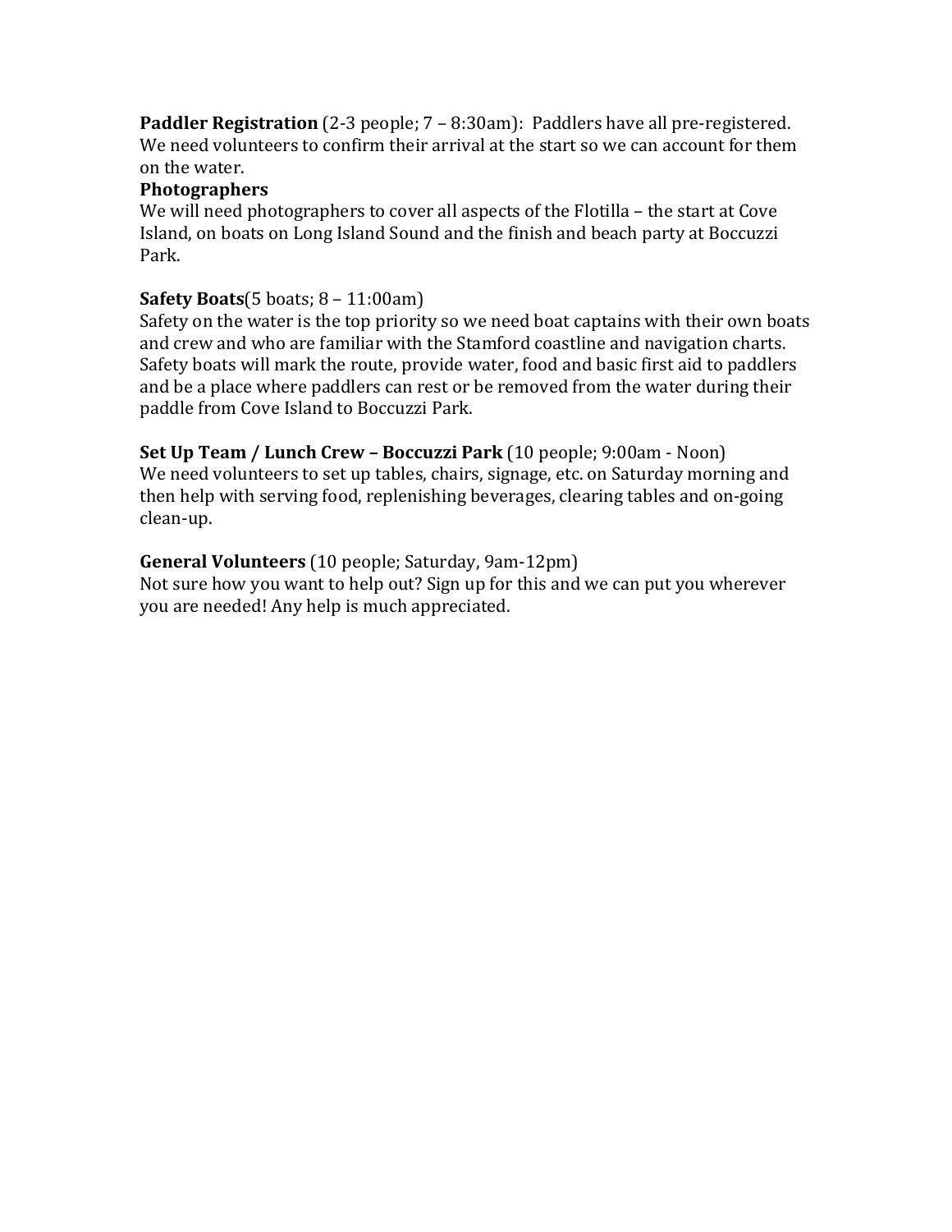**Paddler Registration** (2-3 people; 7 – 8:30am): Paddlers have all pre-registered. We need volunteers to confirm their arrival at the start so we can account for them on the water.

**Photographers**

We will need photographers to cover all aspects of the Flotilla – the start at Cove Island, on boats on Long Island Sound and the finish and beach party at Boccuzzi Park.

**Safety Boats**(5 boats; 8 – 11:00am)

Safety on the water is the top priority so we need boat captains with their own boats and crew and who are familiar with the Stamford coastline and navigation charts. Safety boats will mark the route, provide water, food and basic first aid to paddlers and be a place where paddlers can rest or be removed from the water during their paddle from Cove Island to Boccuzzi Park.

**Set Up Team / Lunch Crew – Boccuzzi Park** (10 people; 9:00am - Noon)

We need volunteers to set up tables, chairs, signage, etc. on Saturday morning and then help with serving food, replenishing beverages, clearing tables and on-going clean-up.

**General Volunteers** (10 people; Saturday, 9am-12pm)

Not sure how you want to help out? Sign up for this and we can put you wherever you are needed! Any help is much appreciated.